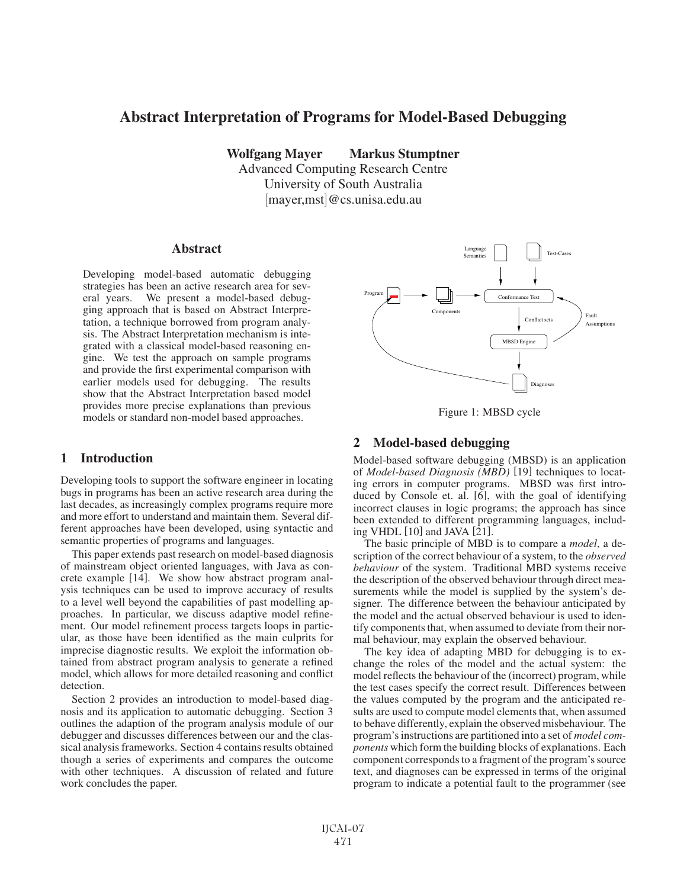# Abstract Interpretation of Programs for Model-Based Debugging

**Wolfgang Mayer    Markus Stumptner**
Advanced Computing Research Centre
University of South Australia
[mayer,mst]@cs.unisa.edu.au

## Abstract

Developing model-based automatic debugging strategies has been an active research area for several years. We present a model-based debugging approach that is based on Abstract Interpretation, a technique borrowed from program analysis. The Abstract Interpretation mechanism is integrated with a classical model-based reasoning engine. We test the approach on sample programs and provide the first experimental comparison with earlier models used for debugging. The results show that the Abstract Interpretation based model provides more precise explanations than previous models or standard non-model based approaches.

## 1 Introduction

Developing tools to support the software engineer in locating bugs in programs has been an active research area during the last decades, as increasingly complex programs require more and more effort to understand and maintain them. Several different approaches have been developed, using syntactic and semantic properties of programs and languages.

This paper extends past research on model-based diagnosis of mainstream object oriented languages, with Java as concrete example [14]. We show how abstract program analysis techniques can be used to improve accuracy of results to a level well beyond the capabilities of past modelling approaches. In particular, we discuss adaptive model refinement. Our model refinement process targets loops in particular, as those have been identified as the main culprits for imprecise diagnostic results. We exploit the information obtained from abstract program analysis to generate a refined model, which allows for more detailed reasoning and conflict detection.

Section 2 provides an introduction to model-based diagnosis and its application to automatic debugging. Section 3 outlines the adaption of the program analysis module of our debugger and discusses differences between our and the classical analysis frameworks. Section 4 contains results obtained though a series of experiments and compares the outcome with other techniques. A discussion of related and future work concludes the paper.

Figure 1: MBSD cycle

## 2 Model-based debugging

Model-based software debugging (MBSD) is an application of *Model-based Diagnosis (MBD)* [19] techniques to locating errors in computer programs. MBSD was first introduced by Console et. al. [6], with the goal of identifying incorrect clauses in logic programs; the approach has since been extended to different programming languages, including VHDL [10] and JAVA [21].

The basic principle of MBD is to compare a *model*, a description of the correct behaviour of a system, to the *observed behaviour* of the system. Traditional MBD systems receive the description of the observed behaviour through direct measurements while the model is supplied by the system's designer. The difference between the behaviour anticipated by the model and the actual observed behaviour is used to identify components that, when assumed to deviate from their normal behaviour, may explain the observed behaviour.

The key idea of adapting MBD for debugging is to exchange the roles of the model and the actual system: the model reflects the behaviour of the (incorrect) program, while the test cases specify the correct result. Differences between the values computed by the program and the anticipated results are used to compute model elements that, when assumed to behave differently, explain the observed misbehaviour. The program's instructions are partitioned into a set of *model components* which form the building blocks of explanations. Each component corresponds to a fragment of the program's source text, and diagnoses can be expressed in terms of the original program to indicate a potential fault to the programmer (see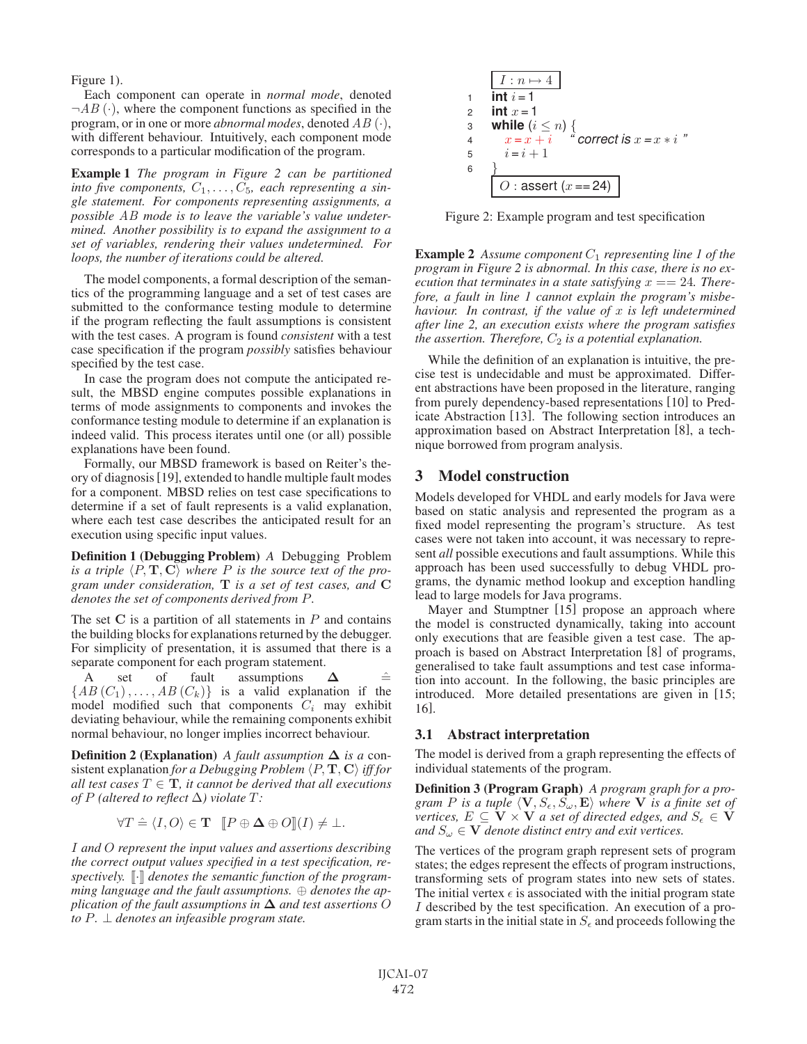Figure 1).

Each component can operate in *normal mode*, denoted $\neg AB(\cdot)$, where the component functions as specified in the program, or in one or more *abnormal modes*, denoted $AB(\cdot)$, with different behaviour. Intuitively, each component mode corresponds to a particular modification of the program.

**Example 1** *The program in Figure 2 can be partitioned into five components, $C_1, \ldots, C_5$, each representing a single statement. For components representing assignments, a possible $AB$ mode is to leave the variable's value undetermined. Another possibility is to expand the assignment to a set of variables, rendering their values undetermined. For loops, the number of iterations could be altered.*

The model components, a formal description of the semantics of the programming language and a set of test cases are submitted to the conformance testing module to determine if the program reflecting the fault assumptions is consistent with the test cases. A program is found *consistent* with a test case specification if the program *possibly* satisfies behaviour specified by the test case.

In case the program does not compute the anticipated result, the MBSD engine computes possible explanations in terms of mode assignments to components and invokes the conformance testing module to determine if an explanation is indeed valid. This process iterates until one (or all) possible explanations have been found.

Formally, our MBSD framework is based on Reiter's theory of diagnosis [19], extended to handle multiple fault modes for a component. MBSD relies on test case specifications to determine if a set of fault represents is a valid explanation, where each test case describes the anticipated result for an execution using specific input values.

**Definition 1 (Debugging Problem)** *A Debugging Problem is a triple $\langle P, \mathbf{T}, \mathbf{C} \rangle$ where $P$ is the source text of the program under consideration, $\mathbf{T}$ is a set of test cases, and $\mathbf{C}$ denotes the set of components derived from $P$.*

The set $\mathbf{C}$ is a partition of all statements in $P$ and contains the building blocks for explanations returned by the debugger. For simplicity of presentation, it is assumed that there is a separate component for each program statement.

A set of fault assumptions $\mathbf{\Delta} \hat{=} \{AB(C_1), \ldots, AB(C_k)\}$ is a valid explanation if the model modified such that components $C_i$ may exhibit deviating behaviour, while the remaining components exhibit normal behaviour, no longer implies incorrect behaviour.

**Definition 2 (Explanation)** *A fault assumption $\mathbf{\Delta}$ is a* consistent explanation *for a Debugging Problem $\langle P, \mathbf{T}, \mathbf{C} \rangle$ iff for all test cases $T \in \mathbf{T}$, it cannot be derived that all executions of $P$ (altered to reflect $\Delta$) violate $T$:*

$$\forall T \hat{=} \langle I, O \rangle \in \mathbf{T} \quad [\![P \oplus \mathbf{\Delta} \oplus O]\!](I) \neq \bot.$$

*$I$ and $O$ represent the input values and assertions describing the correct output values specified in a test specification, respectively. $[\![\cdot]\!]$ denotes the semantic function of the programming language and the fault assumptions. $\oplus$ denotes the application of the fault assumptions in $\mathbf{\Delta}$ and test assertions $O$ to $P$. $\bot$ denotes an infeasible program state.*

```
   I : n ↦ 4
1  int i = 1
2  int x = 1
3  while (i ≤ n) {
4     x = x + i       "correct is x = x * i"
5     i = i + 1
6  }
   O : assert (x == 24)
```

Figure 2: Example program and test specification

**Example 2** *Assume component $C_1$ representing line 1 of the program in Figure 2 is abnormal. In this case, there is no execution that terminates in a state satisfying $x == 24$. Therefore, a fault in line 1 cannot explain the program's misbehaviour. In contrast, if the value of $x$ is left undetermined after line 2, an execution exists where the program satisfies the assertion. Therefore, $C_2$ is a potential explanation.*

While the definition of an explanation is intuitive, the precise test is undecidable and must be approximated. Different abstractions have been proposed in the literature, ranging from purely dependency-based representations [10] to Predicate Abstraction [13]. The following section introduces an approximation based on Abstract Interpretation [8], a technique borrowed from program analysis.

## 3 Model construction

Models developed for VHDL and early models for Java were based on static analysis and represented the program as a fixed model representing the program's structure. As test cases were not taken into account, it was necessary to represent *all* possible executions and fault assumptions. While this approach has been used successfully to debug VHDL programs, the dynamic method lookup and exception handling lead to large models for Java programs.

Mayer and Stumptner [15] propose an approach where the model is constructed dynamically, taking into account only executions that are feasible given a test case. The approach is based on Abstract Interpretation [8] of programs, generalised to take fault assumptions and test case information into account. In the following, the basic principles are introduced. More detailed presentations are given in [15; 16].

### 3.1 Abstract interpretation

The model is derived from a graph representing the effects of individual statements of the program.

**Definition 3 (Program Graph)** *A program graph for a program $P$ is a tuple $\langle \mathbf{V}, S_\epsilon, S_\omega, \mathbf{E} \rangle$ where $\mathbf{V}$ is a finite set of vertices, $E \subseteq \mathbf{V} \times \mathbf{V}$ a set of directed edges, and $S_\epsilon \in \mathbf{V}$ and $S_\omega \in \mathbf{V}$ denote distinct entry and exit vertices.*

The vertices of the program graph represent sets of program states; the edges represent the effects of program instructions, transforming sets of program states into new sets of states. The initial vertex $\epsilon$ is associated with the initial program state $I$ described by the test specification. An execution of a program starts in the initial state in $S_\epsilon$ and proceeds following the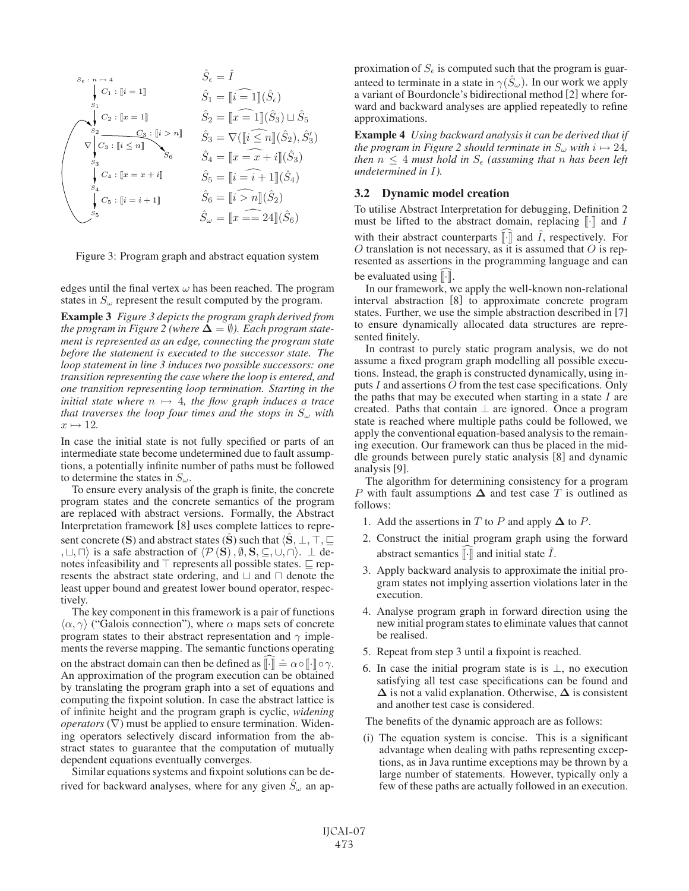$$\hat{S}_\epsilon = \hat{I}$$
$$\hat{S}_1 = \widehat{[\![i=1]\!]}(\hat{S}_\epsilon)$$
$$\hat{S}_2 = \widehat{[\![x=1]\!]}(\hat{S}_3) \sqcup \hat{S}_5$$
$$\hat{S}_3 = \nabla(\widehat{[\![i \leq n]\!]}(\hat{S}_2), \hat{S}_3')$$
$$\hat{S}_4 = \widehat{[\![x = x+i]\!]}(\hat{S}_3)$$
$$\hat{S}_5 = \widehat{[\![i = i+1]\!]}(\hat{S}_4)$$
$$\hat{S}_6 = \widehat{[\![i > n]\!]}(\hat{S}_2)$$
$$\hat{S}_\omega = \widehat{[\![x == 24]\!]}(\hat{S}_6)$$

Figure 3: Program graph and abstract equation system

edges until the final vertex $\omega$ has been reached. The program states in $S_\omega$ represent the result computed by the program.

**Example 3** *Figure 3 depicts the program graph derived from the program in Figure 2 (where $\mathbf{\Delta} = \emptyset$). Each program statement is represented as an edge, connecting the program state before the statement is executed to the successor state. The loop statement in line 3 induces two possible successors: one transition representing the case where the loop is entered, and one transition representing loop termination. Starting in the initial state where $n \mapsto 4$, the flow graph induces a trace that traverses the loop four times and the stops in $S_\omega$ with $x \mapsto 12$.*

In case the initial state is not fully specified or parts of an intermediate state become undetermined due to fault assumptions, a potentially infinite number of paths must be followed to determine the states in $S_\omega$.

To ensure every analysis of the graph is finite, the concrete program states and the concrete semantics of the program are replaced with abstract versions. Formally, the Abstract Interpretation framework [8] uses complete lattices to represent concrete ($\mathbf{S}$) and abstract states ($\hat{\mathbf{S}}$) such that $\langle \hat{\mathbf{S}}, \bot, \top, \sqsubseteq, \sqcup, \sqcap \rangle$ is a safe abstraction of $\langle \mathcal{P}(\mathbf{S}), \emptyset, \mathbf{S}, \subseteq, \cup, \cap \rangle$. $\bot$ denotes infeasibility and $\top$ represents all possible states. $\sqsubseteq$ represents the abstract state ordering, and $\sqcup$ and $\sqcap$ denote the least upper bound and greatest lower bound operator, respectively.

The key component in this framework is a pair of functions $\langle \alpha, \gamma \rangle$ ("Galois connection"), where $\alpha$ maps sets of concrete program states to their abstract representation and $\gamma$ implements the reverse mapping. The semantic functions operating on the abstract domain can then be defined as $\widehat{[\![\cdot]\!]} \hat{=} \alpha \circ [\![\cdot]\!] \circ \gamma$. An approximation of the program execution can be obtained by translating the program graph into a set of equations and computing the fixpoint solution. In case the abstract lattice is of infinite height and the program graph is cyclic, *widening operators* ($\nabla$) must be applied to ensure termination. Widening operators selectively discard information from the abstract states to guarantee that the computation of mutually dependent equations eventually converges.

Similar equations systems and fixpoint solutions can be derived for backward analyses, where for any given $\hat{S}_\omega$ an approximation of $S_\epsilon$ is computed such that the program is guaranteed to terminate in a state in $\gamma(\hat{S}_\omega)$. In our work we apply a variant of Bourdoncle's bidirectional method [2] where forward and backward analyses are applied repeatedly to refine approximations.

**Example 4** *Using backward analysis it can be derived that if the program in Figure 2 should terminate in $S_\omega$ with $i \mapsto 24$, then $n \leq 4$ must hold in $S_\epsilon$ (assuming that $n$ has been left undetermined in $I$).*

## 3.2 Dynamic model creation

To utilise Abstract Interpretation for debugging, Definition 2 must be lifted to the abstract domain, replacing $[\![\cdot]\!]$ and $I$ with their abstract counterparts $\widehat{[\![\cdot]\!]}$ and $\hat{I}$, respectively. For $O$ translation is not necessary, as it is assumed that $O$ is represented as assertions in the programming language and can be evaluated using $\widehat{[\![\cdot]\!]}$.

In our framework, we apply the well-known non-relational interval abstraction [8] to approximate concrete program states. Further, we use the simple abstraction described in [7] to ensure dynamically allocated data structures are represented finitely.

In contrast to purely static program analysis, we do not assume a fixed program graph modelling all possible executions. Instead, the graph is constructed dynamically, using inputs $I$ and assertions $O$ from the test case specifications. Only the paths that may be executed when starting in a state $I$ are created. Paths that contain $\bot$ are ignored. Once a program state is reached where multiple paths could be followed, we apply the conventional equation-based analysis to the remaining execution. Our framework can thus be placed in the middle grounds between purely static analysis [8] and dynamic analysis [9].

The algorithm for determining consistency for a program $P$ with fault assumptions $\mathbf{\Delta}$ and test case $T$ is outlined as follows:

1. Add the assertions in $T$ to $P$ and apply $\mathbf{\Delta}$ to $P$.
2. Construct the initial program graph using the forward abstract semantics $\widehat{[\![\cdot]\!]}$ and initial state $\hat{I}$.
3. Apply backward analysis to approximate the initial program states not implying assertion violations later in the execution.
4. Analyse program graph in forward direction using the new initial program states to eliminate values that cannot be realised.
5. Repeat from step 3 until a fixpoint is reached.
6. In case the initial program state is is $\bot$, no execution satisfying all test case specifications can be found and $\mathbf{\Delta}$ is not a valid explanation. Otherwise, $\mathbf{\Delta}$ is consistent and another test case is considered.

The benefits of the dynamic approach are as follows:

(i) The equation system is concise. This is a significant advantage when dealing with paths representing exceptions, as in Java runtime exceptions may be thrown by a large number of statements. However, typically only a few of these paths are actually followed in an execution.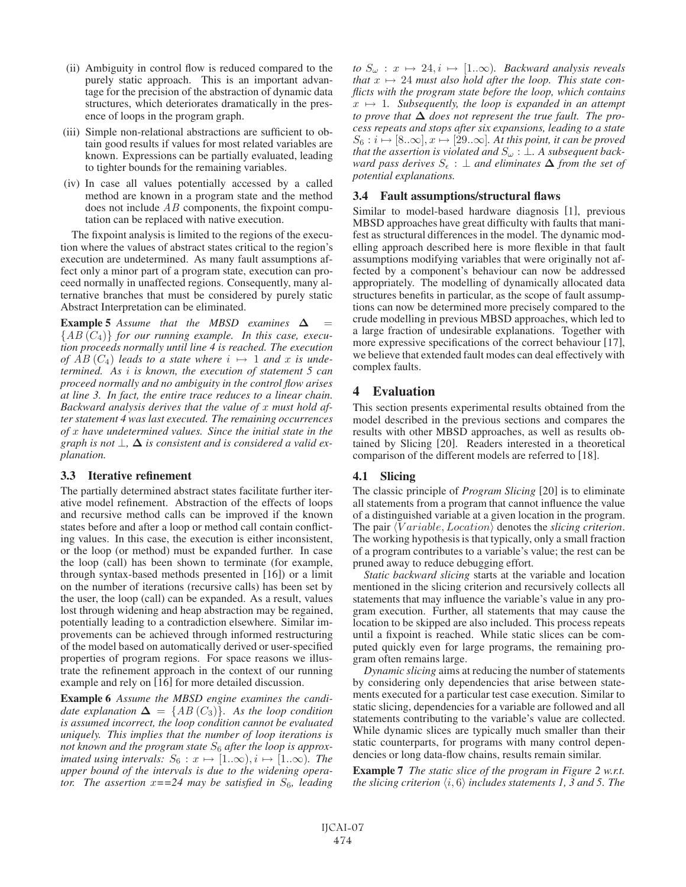(ii) Ambiguity in control flow is reduced compared to the purely static approach. This is an important advantage for the precision of the abstraction of dynamic data structures, which deteriorates dramatically in the presence of loops in the program graph.

(iii) Simple non-relational abstractions are sufficient to obtain good results if values for most related variables are known. Expressions can be partially evaluated, leading to tighter bounds for the remaining variables.

(iv) In case all values potentially accessed by a called method are known in a program state and the method does not include $AB$ components, the fixpoint computation can be replaced with native execution.

The fixpoint analysis is limited to the regions of the execution where the values of abstract states critical to the region's execution are undetermined. As many fault assumptions affect only a minor part of a program state, execution can proceed normally in unaffected regions. Consequently, many alternative branches that must be considered by purely static Abstract Interpretation can be eliminated.

**Example 5** *Assume that the MBSD examines $\mathbf{\Delta} = \{AB\,(C_4)\}$ for our running example. In this case, execution proceeds normally until line 4 is reached. The execution of $AB\,(C_4)$ leads to a state where $i \mapsto 1$ and $x$ is undetermined. As $i$ is known, the execution of statement 5 can proceed normally and no ambiguity in the control flow arises at line 3. In fact, the entire trace reduces to a linear chain. Backward analysis derives that the value of $x$ must hold after statement 4 was last executed. The remaining occurrences of $x$ have undetermined values. Since the initial state in the graph is not $\bot$, $\mathbf{\Delta}$ is consistent and is considered a valid explanation.*

### 3.3 Iterative refinement

The partially determined abstract states facilitate further iterative model refinement. Abstraction of the effects of loops and recursive method calls can be improved if the known states before and after a loop or method call contain conflicting values. In this case, the execution is either inconsistent, or the loop (or method) must be expanded further. In case the loop (call) has been shown to terminate (for example, through syntax-based methods presented in [16]) or a limit on the number of iterations (recursive calls) has been set by the user, the loop (call) can be expanded. As a result, values lost through widening and heap abstraction may be regained, potentially leading to a contradiction elsewhere. Similar improvements can be achieved through informed restructuring of the model based on automatically derived or user-specified properties of program regions. For space reasons we illustrate the refinement approach in the context of our running example and rely on [16] for more detailed discussion.

**Example 6** *Assume the MBSD engine examines the candidate explanation $\mathbf{\Delta} = \{AB\,(C_3)\}$. As the loop condition is assumed incorrect, the loop condition cannot be evaluated uniquely. This implies that the number of loop iterations is not known and the program state $S_6$ after the loop is approximated using intervals: $S_6 : x \mapsto [1..\infty), i \mapsto [1..\infty)$. The upper bound of the intervals is due to the widening operator. The assertion x==24 may be satisfied in $S_6$, leading to $S_\omega : x \mapsto 24, i \mapsto [1..\infty)$. Backward analysis reveals that $x \mapsto 24$ must also hold after the loop. This state conflicts with the program state before the loop, which contains $x \mapsto 1$. Subsequently, the loop is expanded in an attempt to prove that $\mathbf{\Delta}$ does not represent the true fault. The process repeats and stops after six expansions, leading to a state $S_6 : i \mapsto [8..\infty], x \mapsto [29..\infty]$. At this point, it can be proved that the assertion is violated and $S_\omega : \bot$. A subsequent backward pass derives $S_\epsilon : \bot$ and eliminates $\mathbf{\Delta}$ from the set of potential explanations.*

### 3.4 Fault assumptions/structural flaws

Similar to model-based hardware diagnosis [1], previous MBSD approaches have great difficulty with faults that manifest as structural differences in the model. The dynamic modelling approach described here is more flexible in that fault assumptions modifying variables that were originally not affected by a component's behaviour can now be addressed appropriately. The modelling of dynamically allocated data structures benefits in particular, as the scope of fault assumptions can now be determined more precisely compared to the crude modelling in previous MBSD approaches, which led to a large fraction of undesirable explanations. Together with more expressive specifications of the correct behaviour [17], we believe that extended fault modes can deal effectively with complex faults.

## 4 Evaluation

This section presents experimental results obtained from the model described in the previous sections and compares the results with other MBSD approaches, as well as results obtained by Slicing [20]. Readers interested in a theoretical comparison of the different models are referred to [18].

### 4.1 Slicing

The classic principle of *Program Slicing* [20] is to eliminate all statements from a program that cannot influence the value of a distinguished variable at a given location in the program. The pair $\langle Variable, Location \rangle$ denotes the *slicing criterion*. The working hypothesis is that typically, only a small fraction of a program contributes to a variable's value; the rest can be pruned away to reduce debugging effort.

*Static backward slicing* starts at the variable and location mentioned in the slicing criterion and recursively collects all statements that may influence the variable's value in any program execution. Further, all statements that may cause the location to be skipped are also included. This process repeats until a fixpoint is reached. While static slices can be computed quickly even for large programs, the remaining program often remains large.

*Dynamic slicing* aims at reducing the number of statements by considering only dependencies that arise between statements executed for a particular test case execution. Similar to static slicing, dependencies for a variable are followed and all statements contributing to the variable's value are collected. While dynamic slices are typically much smaller than their static counterparts, for programs with many control dependencies or long data-flow chains, results remain similar.

**Example 7** *The static slice of the program in Figure 2 w.r.t. the slicing criterion $\langle i, 6 \rangle$ includes statements 1, 3 and 5. The*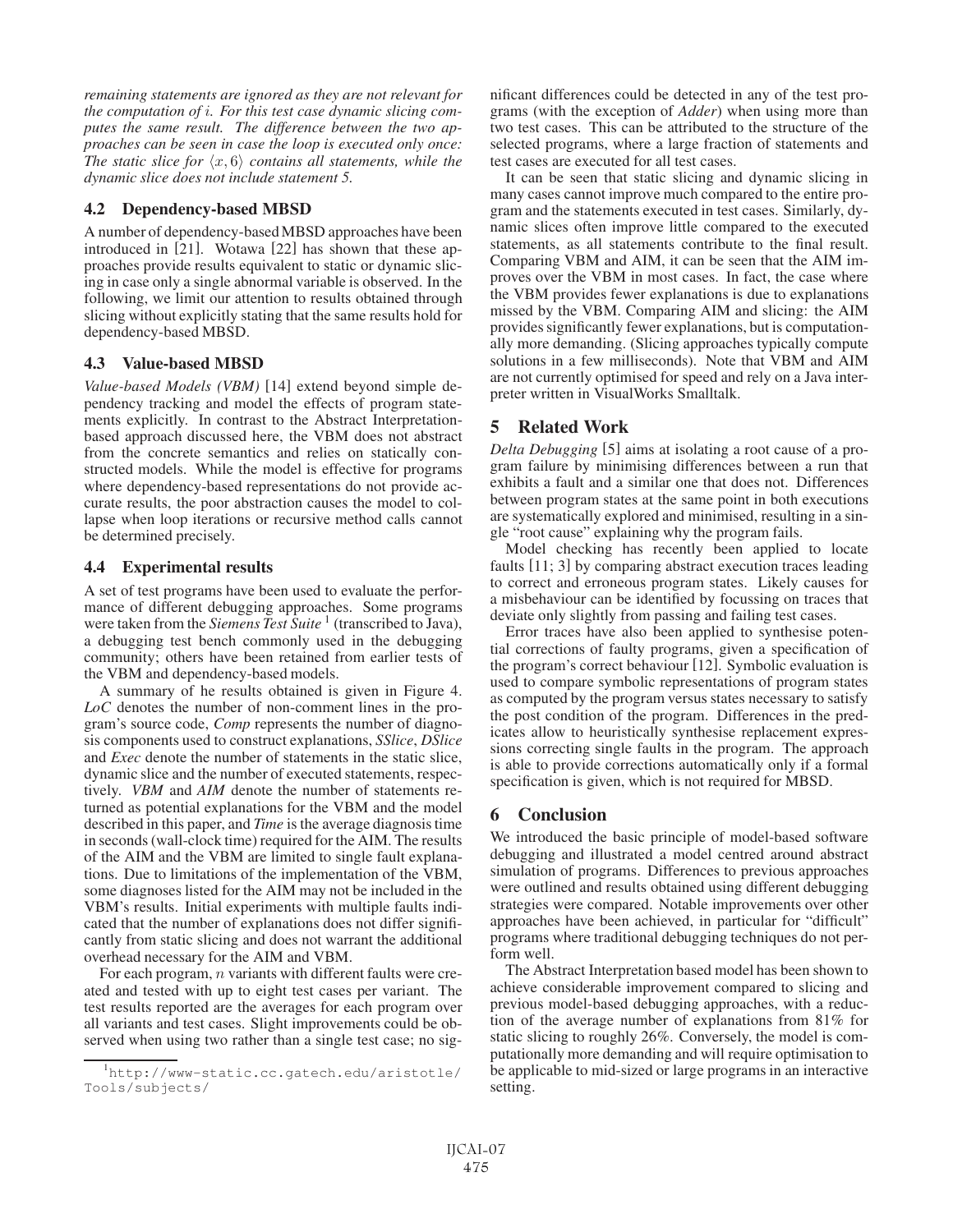*remaining statements are ignored as they are not relevant for the computation of $i$. For this test case dynamic slicing computes the same result. The difference between the two approaches can be seen in case the loop is executed only once: The static slice for $\langle x, 6\rangle$ contains all statements, while the dynamic slice does not include statement 5.*

### 4.2 Dependency-based MBSD

A number of dependency-based MBSD approaches have been introduced in [21]. Wotawa [22] has shown that these approaches provide results equivalent to static or dynamic slicing in case only a single abnormal variable is observed. In the following, we limit our attention to results obtained through slicing without explicitly stating that the same results hold for dependency-based MBSD.

### 4.3 Value-based MBSD

*Value-based Models (VBM)* [14] extend beyond simple dependency tracking and model the effects of program statements explicitly. In contrast to the Abstract Interpretation-based approach discussed here, the VBM does not abstract from the concrete semantics and relies on statically constructed models. While the model is effective for programs where dependency-based representations do not provide accurate results, the poor abstraction causes the model to collapse when loop iterations or recursive method calls cannot be determined precisely.

### 4.4 Experimental results

A set of test programs have been used to evaluate the performance of different debugging approaches. Some programs were taken from the *Siemens Test Suite* [1] (transcribed to Java), a debugging test bench commonly used in the debugging community; others have been retained from earlier tests of the VBM and dependency-based models.

A summary of he results obtained is given in Figure 4. *LoC* denotes the number of non-comment lines in the program's source code, *Comp* represents the number of diagnosis components used to construct explanations, *SSlice*, *DSlice* and *Exec* denote the number of statements in the static slice, dynamic slice and the number of executed statements, respectively. *VBM* and *AIM* denote the number of statements returned as potential explanations for the VBM and the model described in this paper, and *Time* is the average diagnosis time in seconds (wall-clock time) required for the AIM. The results of the AIM and the VBM are limited to single fault explanations. Due to limitations of the implementation of the VBM, some diagnoses listed for the AIM may not be included in the VBM's results. Initial experiments with multiple faults indicated that the number of explanations does not differ significantly from static slicing and does not warrant the additional overhead necessary for the AIM and VBM.

For each program, $n$ variants with different faults were created and tested with up to eight test cases per variant. The test results reported are the averages for each program over all variants and test cases. Slight improvements could be observed when using two rather than a single test case; no significant differences could be detected in any of the test programs (with the exception of *Adder*) when using more than two test cases. This can be attributed to the structure of the selected programs, where a large fraction of statements and test cases are executed for all test cases.

It can be seen that static slicing and dynamic slicing in many cases cannot improve much compared to the entire program and the statements executed in test cases. Similarly, dynamic slices often improve little compared to the executed statements, as all statements contribute to the final result. Comparing VBM and AIM, it can be seen that the AIM improves over the VBM in most cases. In fact, the case where the VBM provides fewer explanations is due to explanations missed by the VBM. Comparing AIM and slicing: the AIM provides significantly fewer explanations, but is computationally more demanding. (Slicing approaches typically compute solutions in a few milliseconds). Note that VBM and AIM are not currently optimised for speed and rely on a Java interpreter written in VisualWorks Smalltalk.

## 5 Related Work

*Delta Debugging* [5] aims at isolating a root cause of a program failure by minimising differences between a run that exhibits a fault and a similar one that does not. Differences between program states at the same point in both executions are systematically explored and minimised, resulting in a single "root cause" explaining why the program fails.

Model checking has recently been applied to locate faults [11; 3] by comparing abstract execution traces leading to correct and erroneous program states. Likely causes for a misbehaviour can be identified by focussing on traces that deviate only slightly from passing and failing test cases.

Error traces have also been applied to synthesise potential corrections of faulty programs, given a specification of the program's correct behaviour [12]. Symbolic evaluation is used to compare symbolic representations of program states as computed by the program versus states necessary to satisfy the post condition of the program. Differences in the predicates allow to heuristically synthesise replacement expressions correcting single faults in the program. The approach is able to provide corrections automatically only if a formal specification is given, which is not required for MBSD.

## 6 Conclusion

We introduced the basic principle of model-based software debugging and illustrated a model centred around abstract simulation of programs. Differences to previous approaches were outlined and results obtained using different debugging strategies were compared. Notable improvements over other approaches have been achieved, in particular for "difficult" programs where traditional debugging techniques do not perform well.

The Abstract Interpretation based model has been shown to achieve considerable improvement compared to slicing and previous model-based debugging approaches, with a reduction of the average number of explanations from 81% for static slicing to roughly 26%. Conversely, the model is computationally more demanding and will require optimisation to be applicable to mid-sized or large programs in an interactive setting.

[1] http://www-static.cc.gatech.edu/aristotle/Tools/subjects/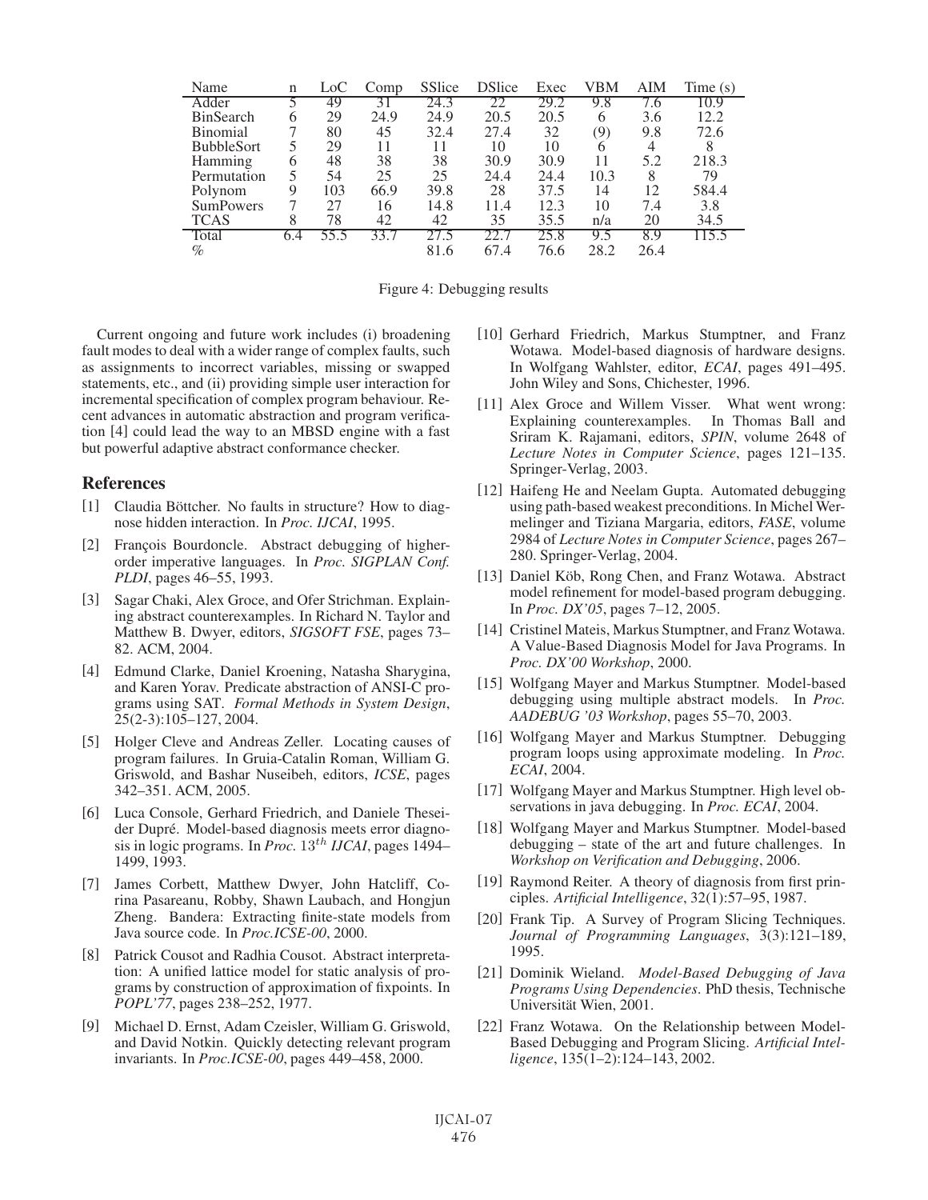| Name | n | LoC | Comp | SSlice | DSlice | Exec | VBM | AIM | Time (s) |
|---|---|---|---|---|---|---|---|---|---|
| Adder | 5 | 49 | 31 | 24.3 | 22 | 29.2 | 9.8 | 7.6 | 10.9 |
| BinSearch | 6 | 29 | 24.9 | 24.9 | 20.5 | 20.5 | 6 | 3.6 | 12.2 |
| Binomial | 7 | 80 | 45 | 32.4 | 27.4 | 32 | (9) | 9.8 | 72.6 |
| BubbleSort | 5 | 29 | 11 | 11 | 10 | 10 | 6 | 4 | 8 |
| Hamming | 6 | 48 | 38 | 38 | 30.9 | 30.9 | 11 | 5.2 | 218.3 |
| Permutation | 5 | 54 | 25 | 25 | 24.4 | 24.4 | 10.3 | 8 | 79 |
| Polynom | 9 | 103 | 66.9 | 39.8 | 28 | 37.5 | 14 | 12 | 584.4 |
| SumPowers | 7 | 27 | 16 | 14.8 | 11.4 | 12.3 | 10 | 7.4 | 3.8 |
| TCAS | 8 | 78 | 42 | 42 | 35 | 35.5 | n/a | 20 | 34.5 |
| Total | 6.4 | 55.5 | 33.7 | 27.5 | 22.7 | 25.8 | 9.5 | 8.9 | 115.5 |
| % | | | | 81.6 | 67.4 | 76.6 | 28.2 | 26.4 | |

Figure 4: Debugging results

Current ongoing and future work includes (i) broadening fault modes to deal with a wider range of complex faults, such as assignments to incorrect variables, missing or swapped statements, etc., and (ii) providing simple user interaction for incremental specification of complex program behaviour. Recent advances in automatic abstraction and program verification [4] could lead the way to an MBSD engine with a fast but powerful adaptive abstract conformance checker.

## References

[1] Claudia Böttcher. No faults in structure? How to diagnose hidden interaction. In *Proc. IJCAI*, 1995.

[2] François Bourdoncle. Abstract debugging of higher-order imperative languages. In *Proc. SIGPLAN Conf. PLDI*, pages 46–55, 1993.

[3] Sagar Chaki, Alex Groce, and Ofer Strichman. Explaining abstract counterexamples. In Richard N. Taylor and Matthew B. Dwyer, editors, *SIGSOFT FSE*, pages 73–82. ACM, 2004.

[4] Edmund Clarke, Daniel Kroening, Natasha Sharygina, and Karen Yorav. Predicate abstraction of ANSI-C programs using SAT. *Formal Methods in System Design*, 25(2-3):105–127, 2004.

[5] Holger Cleve and Andreas Zeller. Locating causes of program failures. In Gruia-Catalin Roman, William G. Griswold, and Bashar Nuseibeh, editors, *ICSE*, pages 342–351. ACM, 2005.

[6] Luca Console, Gerhard Friedrich, and Daniele Theseider Dupré. Model-based diagnosis meets error diagnosis in logic programs. In *Proc.* $13^{th}$ *IJCAI*, pages 1494–1499, 1993.

[7] James Corbett, Matthew Dwyer, John Hatcliff, Corina Pasareanu, Robby, Shawn Laubach, and Hongjun Zheng. Bandera: Extracting finite-state models from Java source code. In *Proc.ICSE-00*, 2000.

[8] Patrick Cousot and Radhia Cousot. Abstract interpretation: A unified lattice model for static analysis of programs by construction of approximation of fixpoints. In *POPL'77*, pages 238–252, 1977.

[9] Michael D. Ernst, Adam Czeisler, William G. Griswold, and David Notkin. Quickly detecting relevant program invariants. In *Proc.ICSE-00*, pages 449–458, 2000.

[10] Gerhard Friedrich, Markus Stumptner, and Franz Wotawa. Model-based diagnosis of hardware designs. In Wolfgang Wahlster, editor, *ECAI*, pages 491–495. John Wiley and Sons, Chichester, 1996.

[11] Alex Groce and Willem Visser. What went wrong: Explaining counterexamples. In Thomas Ball and Sriram K. Rajamani, editors, *SPIN*, volume 2648 of *Lecture Notes in Computer Science*, pages 121–135. Springer-Verlag, 2003.

[12] Haifeng He and Neelam Gupta. Automated debugging using path-based weakest preconditions. In Michel Wermelinger and Tiziana Margaria, editors, *FASE*, volume 2984 of *Lecture Notes in Computer Science*, pages 267–280. Springer-Verlag, 2004.

[13] Daniel Köb, Rong Chen, and Franz Wotawa. Abstract model refinement for model-based program debugging. In *Proc. DX'05*, pages 7–12, 2005.

[14] Cristinel Mateis, Markus Stumptner, and Franz Wotawa. A Value-Based Diagnosis Model for Java Programs. In *Proc. DX'00 Workshop*, 2000.

[15] Wolfgang Mayer and Markus Stumptner. Model-based debugging using multiple abstract models. In *Proc. AADEBUG '03 Workshop*, pages 55–70, 2003.

[16] Wolfgang Mayer and Markus Stumptner. Debugging program loops using approximate modeling. In *Proc. ECAI*, 2004.

[17] Wolfgang Mayer and Markus Stumptner. High level observations in java debugging. In *Proc. ECAI*, 2004.

[18] Wolfgang Mayer and Markus Stumptner. Model-based debugging – state of the art and future challenges. In *Workshop on Verification and Debugging*, 2006.

[19] Raymond Reiter. A theory of diagnosis from first principles. *Artificial Intelligence*, 32(1):57–95, 1987.

[20] Frank Tip. A Survey of Program Slicing Techniques. *Journal of Programming Languages*, 3(3):121–189, 1995.

[21] Dominik Wieland. *Model-Based Debugging of Java Programs Using Dependencies*. PhD thesis, Technische Universität Wien, 2001.

[22] Franz Wotawa. On the Relationship between Model-Based Debugging and Program Slicing. *Artificial Intelligence*, 135(1–2):124–143, 2002.